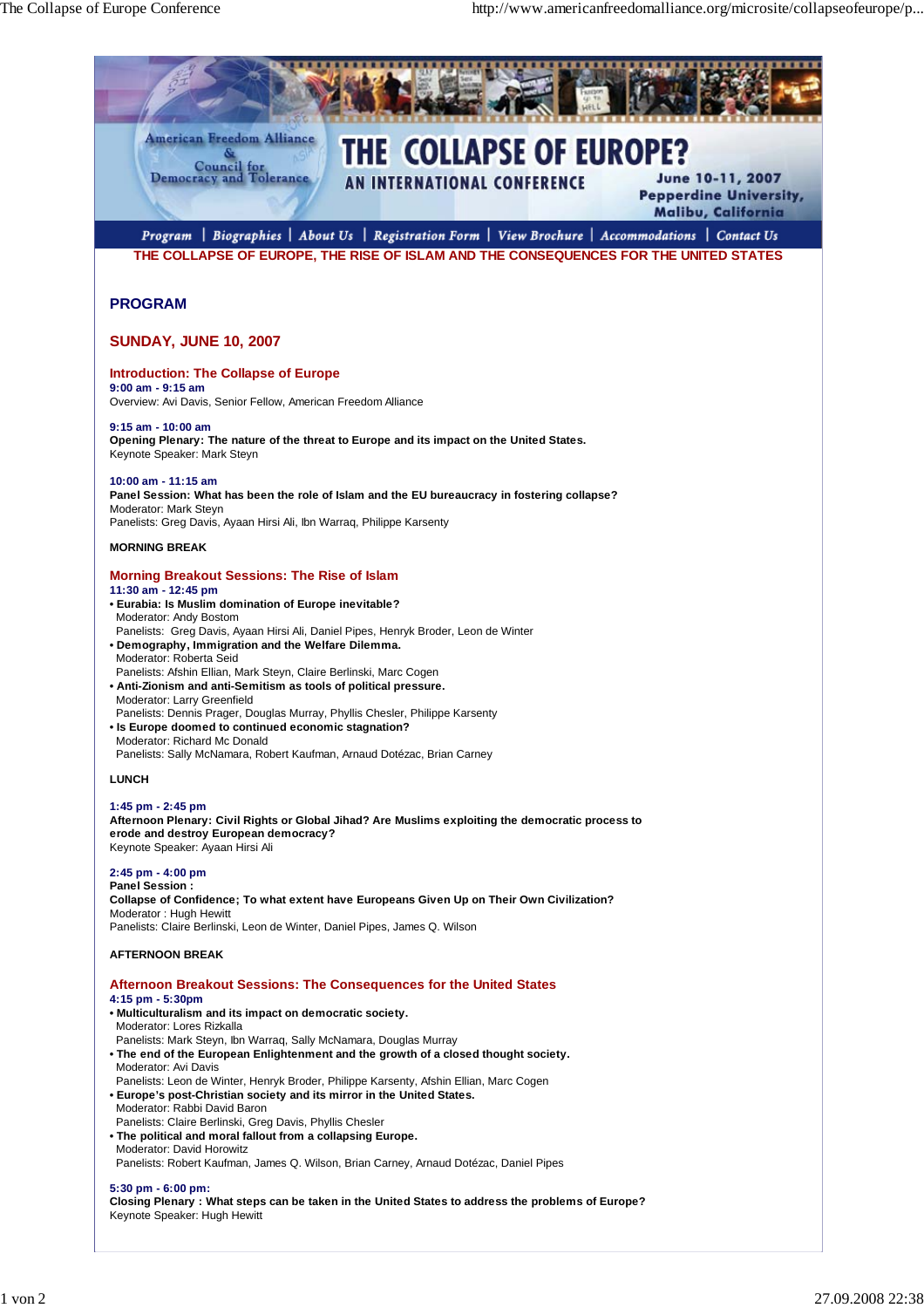American Freedom Alliance & Council for Democracy and Tolerance

# THE COLLAPSE OF EUROPE?

AN INTERNATIONAL CONFERENCE

June 10-11, 2007
Pepperdine University, Malibu, California

Program | Biographies | About Us | Registration Form | View Brochure | Accommodations | Contact Us

**THE COLLAPSE OF EUROPE, THE RISE OF ISLAM AND THE CONSEQUENCES FOR THE UNITED STATES**

## PROGRAM

## SUNDAY, JUNE 10, 2007

### Introduction: The Collapse of Europe

**9:00 am - 9:15 am**
Overview: Avi Davis, Senior Fellow, American Freedom Alliance

**9:15 am - 10:00 am**
**Opening Plenary: The nature of the threat to Europe and its impact on the United States.**
Keynote Speaker: Mark Steyn

**10:00 am - 11:15 am**
**Panel Session: What has been the role of Islam and the EU bureaucracy in fostering collapse?**
Moderator: Mark Steyn
Panelists: Greg Davis, Ayaan Hirsi Ali, Ibn Warraq, Philippe Karsenty

**MORNING BREAK**

### Morning Breakout Sessions: The Rise of Islam

**11:30 am - 12:45 pm**

- **Eurabia: Is Muslim domination of Europe inevitable?**
  Moderator: Andy Bostom
  Panelists: Greg Davis, Ayaan Hirsi Ali, Daniel Pipes, Henryk Broder, Leon de Winter
- **Demography, Immigration and the Welfare Dilemma.**
  Moderator: Roberta Seid
  Panelists: Afshin Ellian, Mark Steyn, Claire Berlinski, Marc Cogen
- **Anti-Zionism and anti-Semitism as tools of political pressure.**
  Moderator: Larry Greenfield
  Panelists: Dennis Prager, Douglas Murray, Phyllis Chesler, Philippe Karsenty
- **Is Europe doomed to continued economic stagnation?**
  Moderator: Richard Mc Donald
  Panelists: Sally McNamara, Robert Kaufman, Arnaud Dotézac, Brian Carney

**LUNCH**

**1:45 pm - 2:45 pm**
**Afternoon Plenary: Civil Rights or Global Jihad? Are Muslims exploiting the democratic process to erode and destroy European democracy?**
Keynote Speaker: Ayaan Hirsi Ali

**2:45 pm - 4:00 pm**
**Panel Session :**
**Collapse of Confidence; To what extent have Europeans Given Up on Their Own Civilization?**
Moderator : Hugh Hewitt
Panelists: Claire Berlinski, Leon de Winter, Daniel Pipes, James Q. Wilson

**AFTERNOON BREAK**

### Afternoon Breakout Sessions: The Consequences for the United States

**4:15 pm - 5:30pm**

- **Multiculturalism and its impact on democratic society.**
  Moderator: Lores Rizkalla
  Panelists: Mark Steyn, Ibn Warraq, Sally McNamara, Douglas Murray
- **The end of the European Enlightenment and the growth of a closed thought society.**
  Moderator: Avi Davis
  Panelists: Leon de Winter, Henryk Broder, Philippe Karsenty, Afshin Ellian, Marc Cogen
- **Europe's post-Christian society and its mirror in the United States.**
  Moderator: Rabbi David Baron
  Panelists: Claire Berlinski, Greg Davis, Phyllis Chesler
- **The political and moral fallout from a collapsing Europe.**
  Moderator: David Horowitz
  Panelists: Robert Kaufman, James Q. Wilson, Brian Carney, Arnaud Dotézac, Daniel Pipes

**5:30 pm - 6:00 pm:**
**Closing Plenary : What steps can be taken in the United States to address the problems of Europe?**
Keynote Speaker: Hugh Hewitt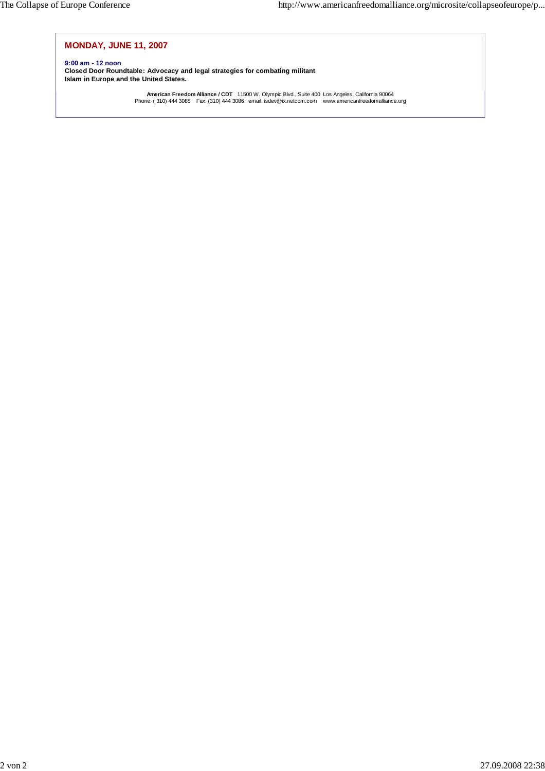## MONDAY, JUNE 11, 2007

**9:00 am - 12 noon**
**Closed Door Roundtable: Advocacy and legal strategies for combating militant Islam in Europe and the United States.**

**American Freedom Alliance / CDT** 11500 W. Olympic Blvd., Suite 400 Los Angeles, California 90064
Phone: ( 310) 444 3085 Fax: (310) 444 3086 email: isdev@ix.netcom.com www.americanfreedomalliance.org